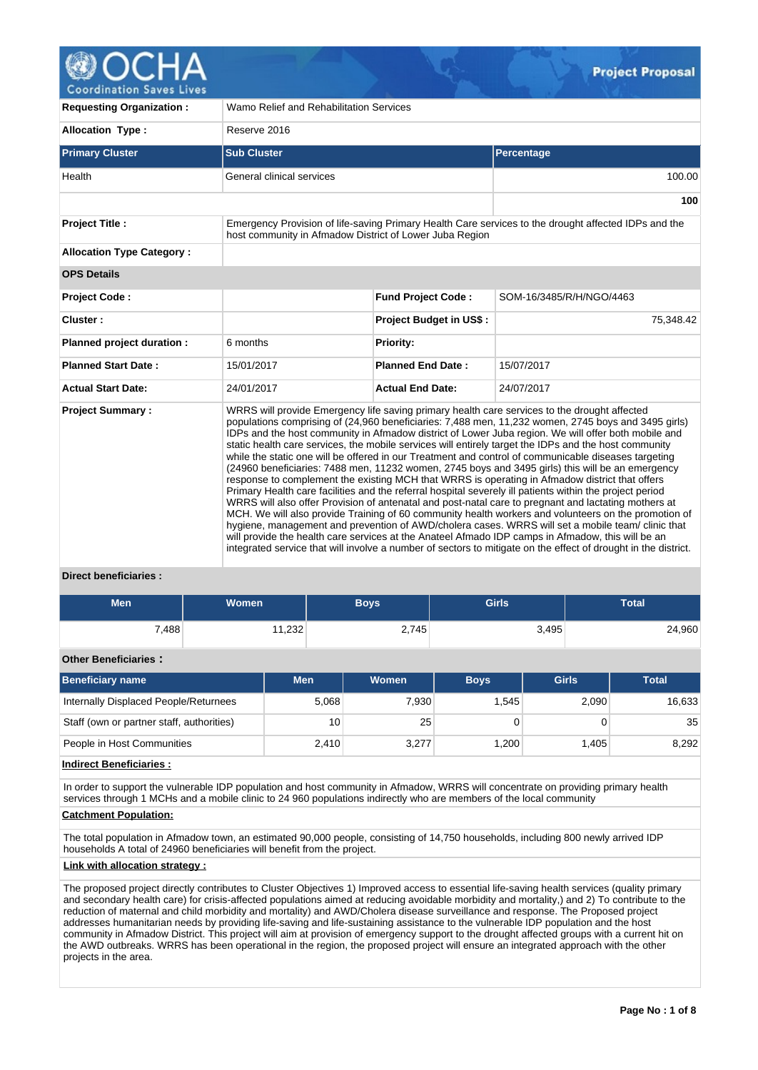# Project Proposal

| | | | |
|---|---|---|---|
| **Requesting Organization :** | Wamo Relief and Rehabilitation Services | | |
| **Allocation Type :** | Reserve 2016 | | |

| Primary Cluster | Sub Cluster | Percentage |
|---|---|---|
| Health | General clinical services | 100.00 |
| | | **100** |

| | | | |
|---|---|---|---|
| **Project Title :** | Emergency Provision of life-saving Primary Health Care services to the drought affected IDPs and the host community in Afmadow District of Lower Juba Region | | |
| **Allocation Type Category :** | | | |
| **OPS Details** | | | |
| **Project Code :** | | **Fund Project Code :** | SOM-16/3485/R/H/NGO/4463 |
| **Cluster :** | | **Project Budget in US$ :** | 75,348.42 |
| **Planned project duration :** | 6 months | **Priority:** | |
| **Planned Start Date :** | 15/01/2017 | **Planned End Date :** | 15/07/2017 |
| **Actual Start Date:** | 24/01/2017 | **Actual End Date:** | 24/07/2017 |
| **Project Summary :** | WRRS will provide Emergency life saving primary health care services to the drought affected populations comprising of (24,960 beneficiaries: 7,488 men, 11,232 women, 2745 boys and 3495 girls) IDPs and the host community in Afmadow district of Lower Juba region. We will offer both mobile and static health care services, the mobile services will entirely target the IDPs and the host community while the static one will be offered in our Treatment and control of communicable diseases targeting (24960 beneficiaries: 7488 men, 11232 women, 2745 boys and 3495 girls) this will be an emergency response to complement the existing MCH that WRRS is operating in Afmadow district that offers Primary Health care facilities and the referral hospital severely ill patients within the project period WRRS will also offer Provision of antenatal and post-natal care to pregnant and lactating mothers at MCH. We will also provide Training of 60 community health workers and volunteers on the promotion of hygiene, management and prevention of AWD/cholera cases. WRRS will set a mobile team/ clinic that will provide the health care services at the Anateel Afmado IDP camps in Afmadow, this will be an integrated service that will involve a number of sectors to mitigate on the effect of drought in the district. | | |

**Direct beneficiaries :**

| Men | Women | Boys | Girls | Total |
|---|---|---|---|---|
| 7,488 | 11,232 | 2,745 | 3,495 | 24,960 |

**Other Beneficiaries :**

| Beneficiary name | Men | Women | Boys | Girls | Total |
|---|---|---|---|---|---|
| Internally Displaced People/Returnees | 5,068 | 7,930 | 1,545 | 2,090 | 16,633 |
| Staff (own or partner staff, authorities) | 10 | 25 | 0 | 0 | 35 |
| People in Host Communities | 2,410 | 3,277 | 1,200 | 1,405 | 8,292 |

**Indirect Beneficiaries :**

In order to support the vulnerable IDP population and host community in Afmadow, WRRS will concentrate on providing primary health services through 1 MCHs and a mobile clinic to 24 960 populations indirectly who are members of the local community

**Catchment Population:**

The total population in Afmadow town, an estimated 90,000 people, consisting of 14,750 households, including 800 newly arrived IDP households A total of 24960 beneficiaries will benefit from the project.

**Link with allocation strategy :**

The proposed project directly contributes to Cluster Objectives 1) Improved access to essential life-saving health services (quality primary and secondary health care) for crisis-affected populations aimed at reducing avoidable morbidity and mortality,) and 2) To contribute to the reduction of maternal and child morbidity and mortality) and AWD/Cholera disease surveillance and response. The Proposed project addresses humanitarian needs by providing life-saving and life-sustaining assistance to the vulnerable IDP population and the host community in Afmadow District. This project will aim at provision of emergency support to the drought affected groups with a current hit on the AWD outbreaks. WRRS has been operational in the region, the proposed project will ensure an integrated approach with the other projects in the area.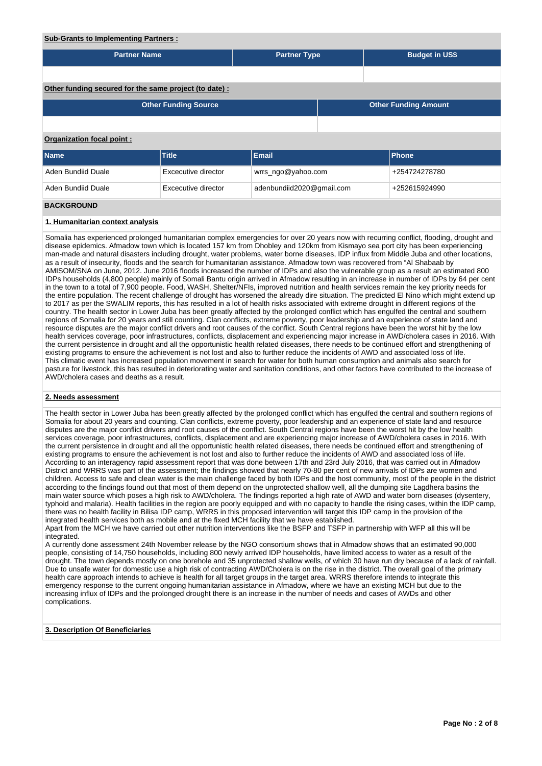**Sub-Grants to Implementing Partners :**

| Partner Name | Partner Type | Budget in US$ |
|---|---|---|
| | | |

**Other funding secured for the same project (to date) :**

| Other Funding Source | Other Funding Amount |
|---|---|
| | |

**Organization focal point :**

| Name | Title | Email | Phone |
|---|---|---|---|
| Aden Bundiid Duale | Excecutive director | wrrs_ngo@yahoo.com | +254724278780 |
| Aden Bundiid Duale | Excecutive director | adenbundiid2020@gmail.com | +252615924990 |

**BACKGROUND**

**1. Humanitarian context analysis**

Somalia has experienced prolonged humanitarian complex emergencies for over 20 years now with recurring conflict, flooding, drought and disease epidemics. Afmadow town which is located 157 km from Dhobley and 120km from Kismayo sea port city has been experiencing man-made and natural disasters including drought, water problems, water borne diseases, IDP influx from Middle Juba and other locations, as a result of insecurity, floods and the search for humanitarian assistance. Afmadow town was recovered from "Al Shabaab by AMISOM/SNA on June, 2012. June 2016 floods increased the number of IDPs and also the vulnerable group as a result an estimated 800 IDPs households (4,800 people) mainly of Somali Bantu origin arrived in Afmadow resulting in an increase in number of IDPs by 64 per cent in the town to a total of 7,900 people. Food, WASH, Shelter/NFIs, improved nutrition and health services remain the key priority needs for the entire population. The recent challenge of drought has worsened the already dire situation. The predicted El Nino which might extend up to 2017 as per the SWALIM reports, this has resulted in a lot of health risks associated with extreme drought in different regions of the country. The health sector in Lower Juba has been greatly affected by the prolonged conflict which has engulfed the central and southern regions of Somalia for 20 years and still counting. Clan conflicts, extreme poverty, poor leadership and an experience of state land and resource disputes are the major conflict drivers and root causes of the conflict. South Central regions have been the worst hit by the low health services coverage, poor infrastructures, conflicts, displacement and experiencing major increase in AWD/cholera cases in 2016. With the current persistence in drought and all the opportunistic health related diseases, there needs to be continued effort and strengthening of existing programs to ensure the achievement is not lost and also to further reduce the incidents of AWD and associated loss of life.
This climatic event has increased population movement in search for water for both human consumption and animals also search for pasture for livestock, this has resulted in deteriorating water and sanitation conditions, and other factors have contributed to the increase of AWD/cholera cases and deaths as a result.

**2. Needs assessment**

The health sector in Lower Juba has been greatly affected by the prolonged conflict which has engulfed the central and southern regions of Somalia for about 20 years and counting. Clan conflicts, extreme poverty, poor leadership and an experience of state land and resource disputes are the major conflict drivers and root causes of the conflict. South Central regions have been the worst hit by the low health services coverage, poor infrastructures, conflicts, displacement and are experiencing major increase of AWD/cholera cases in 2016. With the current persistence in drought and all the opportunistic health related diseases, there needs be continued effort and strengthening of existing programs to ensure the achievement is not lost and also to further reduce the incidents of AWD and associated loss of life.
According to an interagency rapid assessment report that was done between 17th and 23rd July 2016, that was carried out in Afmadow District and WRRS was part of the assessment; the findings showed that nearly 70-80 per cent of new arrivals of IDPs are women and children. Access to safe and clean water is the main challenge faced by both IDPs and the host community, most of the people in the district according to the findings found out that most of them depend on the unprotected shallow well, all the dumping site Lagdhera basins the main water source which poses a high risk to AWD/cholera. The findings reported a high rate of AWD and water born diseases (dysentery, typhoid and malaria). Health facilities in the region are poorly equipped and with no capacity to handle the rising cases, within the IDP camp, there was no health facility in Bilisa IDP camp, WRRS in this proposed intervention will target this IDP camp in the provision of the integrated health services both as mobile and at the fixed MCH facility that we have established.
Apart from the MCH we have carried out other nutrition interventions like the BSFP and TSFP in partnership with WFP all this will be integrated.
A currently done assessment 24th November release by the NGO consortium shows that in Afmadow shows that an estimated 90,000 people, consisting of 14,750 households, including 800 newly arrived IDP households, have limited access to water as a result of the drought. The town depends mostly on one borehole and 35 unprotected shallow wells, of which 30 have run dry because of a lack of rainfall. Due to unsafe water for domestic use a high risk of contracting AWD/Cholera is on the rise in the district. The overall goal of the primary health care approach intends to achieve is health for all target groups in the target area. WRRS therefore intends to integrate this emergency response to the current ongoing humanitarian assistance in Afmadow, where we have an existing MCH but due to the increasing influx of IDPs and the prolonged drought there is an increase in the number of needs and cases of AWDs and other complications.

**3. Description Of Beneficiaries**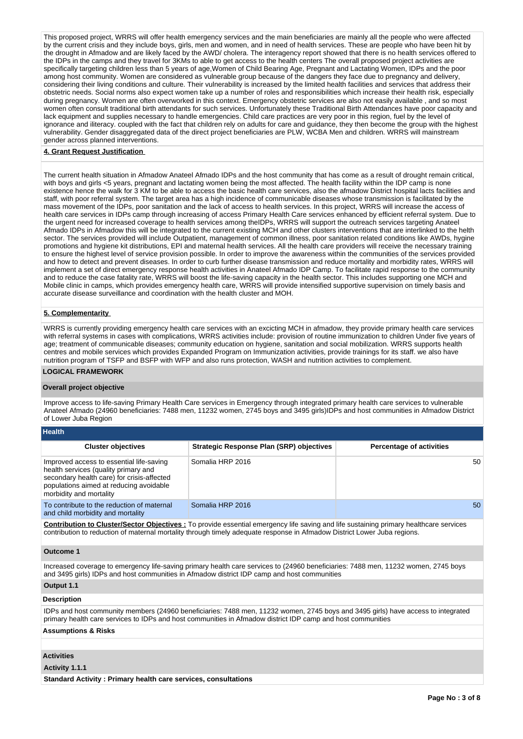This proposed project, WRRS will offer health emergency services and the main beneficiaries are mainly all the people who were affected by the current crisis and they include boys, girls, men and women, and in need of health services. These are people who have been hit by the drought in Afmadow and are likely faced by the AWD/ cholera. The interagency report showed that there is no health services offered to the IDPs in the camps and they travel for 3KMs to able to get access to the health centers The overall proposed project activities are specifically targeting children less than 5 years of age,Women of Child Bearing Age, Pregnant and Lactating Women, IDPs and the poor among host community. Women are considered as vulnerable group because of the dangers they face due to pregnancy and delivery, considering their living conditions and culture. Their vulnerability is increased by the limited health facilities and services that address their obstetric needs. Social norms also expect women take up a number of roles and responsibilities which increase their health risk, especially during pregnancy. Women are often overworked in this context. Emergency obstetric services are also not easily available , and so most women often consult traditional birth attendants for such services. Unfortunately these Traditional Birth Attendances have poor capacity and lack equipment and supplies necessary to handle emergencies. Child care practices are very poor in this region, fuel by the level of ignorance and iliteracy. coupled with the fact that children rely on adults for care and guidance, they then become the group with the highest vulnerability. Gender disaggregated data of the direct project beneficiaries are PLW, WCBA Men and children. WRRS will mainstream gender across planned interventions.

**4. Grant Request Justification**

The current health situation in Afmadow Anateel Afmado IDPs and the host community that has come as a result of drought remain critical, with boys and girls <5 years, pregnant and lactating women being the most affected. The health facility within the IDP camp is none existence hence the walk for 3 KM to be able to access the basic health care services, also the afmadow District hospital lacts facilities and staff, with poor referral system. The target area has a high incidence of communicable diseases whose transmission is facilitated by the mass movement of the IDPs, poor sanitation and the lack of access to health services. In this project, WRRS will increase the access of health care services in IDPs camp through increasing of access Primary Health Care services enhanced by efficient referral system. Due to the urgent need for increased coverage to health services among theIDPs, WRRS will support the outreach services targeting Anateel Afmado IDPs in Afmadow this will be integrated to the current existing MCH and other clusters interventions that are interlinked to the helth sector. The services provided will include Outpatient, management of common illness, poor sanitation related conditions like AWDs, hygine promotions and hygiene kit distributions, EPI and maternal health services. All the health care providers will receive the necessary training to ensure the highest level of service provision possible. In order to improve the awareness within the communities of the services provided and how to detect and prevent diseases. In order to curb further disease transmission and reduce mortality and morbidity rates, WRRS will implement a set of direct emergency response health activities in Anateel Afmado IDP Camp. To facilitate rapid response to the community and to reduce the case fatality rate, WRRS will boost the life-saving capacity in the health sector. This includes supporting one MCH and Mobile clinic in camps, which provides emergency health care, WRRS will provide intensified supportive supervision on timely basis and accurate disease surveillance and coordination with the health cluster and MOH.

**5. Complementarity**

WRRS is currently providing emergency health care services with an excicting MCH in afmadow, they provide primary health care services with referral systems in cases with complications, WRRS activities include: provision of routine immunization to children Under five years of age; treatment of communicable diseases; community education on hygiene, sanitation and social mobilization. WRRS supports health centres and mobile services which provides Expanded Program on Immunization activities, provide trainings for its staff. we also have nutrition program of TSFP and BSFP with WFP and also runs protection, WASH and nutrition activities to complement.

**LOGICAL FRAMEWORK**

**Overall project objective**

Improve access to life-saving Primary Health Care services in Emergency through integrated primary health care services to vulnerable Anateel Afmado (24960 beneficiaries: 7488 men, 11232 women, 2745 boys and 3495 girls)IDPs and host communities in Afmadow District of Lower Juba Region

**Health**

| Cluster objectives | Strategic Response Plan (SRP) objectives | Percentage of activities |
|---|---|---|
| Improved access to essential life-saving health services (quality primary and secondary health care) for crisis-affected populations aimed at reducing avoidable morbidity and mortality | Somalia HRP 2016 | 50 |
| To contribute to the reduction of maternal and child morbidity and mortality | Somalia HRP 2016 | 50 |

**Contribution to Cluster/Sector Objectives :** To provide essential emergency life saving and life sustaining primary healthcare services contribution to reduction of maternal mortality through timely adequate response in Afmadow District Lower Juba regions.

**Outcome 1**

Increased coverage to emergency life-saving primary health care services to (24960 beneficiaries: 7488 men, 11232 women, 2745 boys and 3495 girls) IDPs and host communities in Afmadow district IDP camp and host communities

**Output 1.1**

**Description**

IDPs and host community members (24960 beneficiaries: 7488 men, 11232 women, 2745 boys and 3495 girls) have access to integrated primary health care services to IDPs and host communities in Afmadow district IDP camp and host communities

**Assumptions & Risks**

**Activities**

**Activity 1.1.1**

**Standard Activity : Primary health care services, consultations**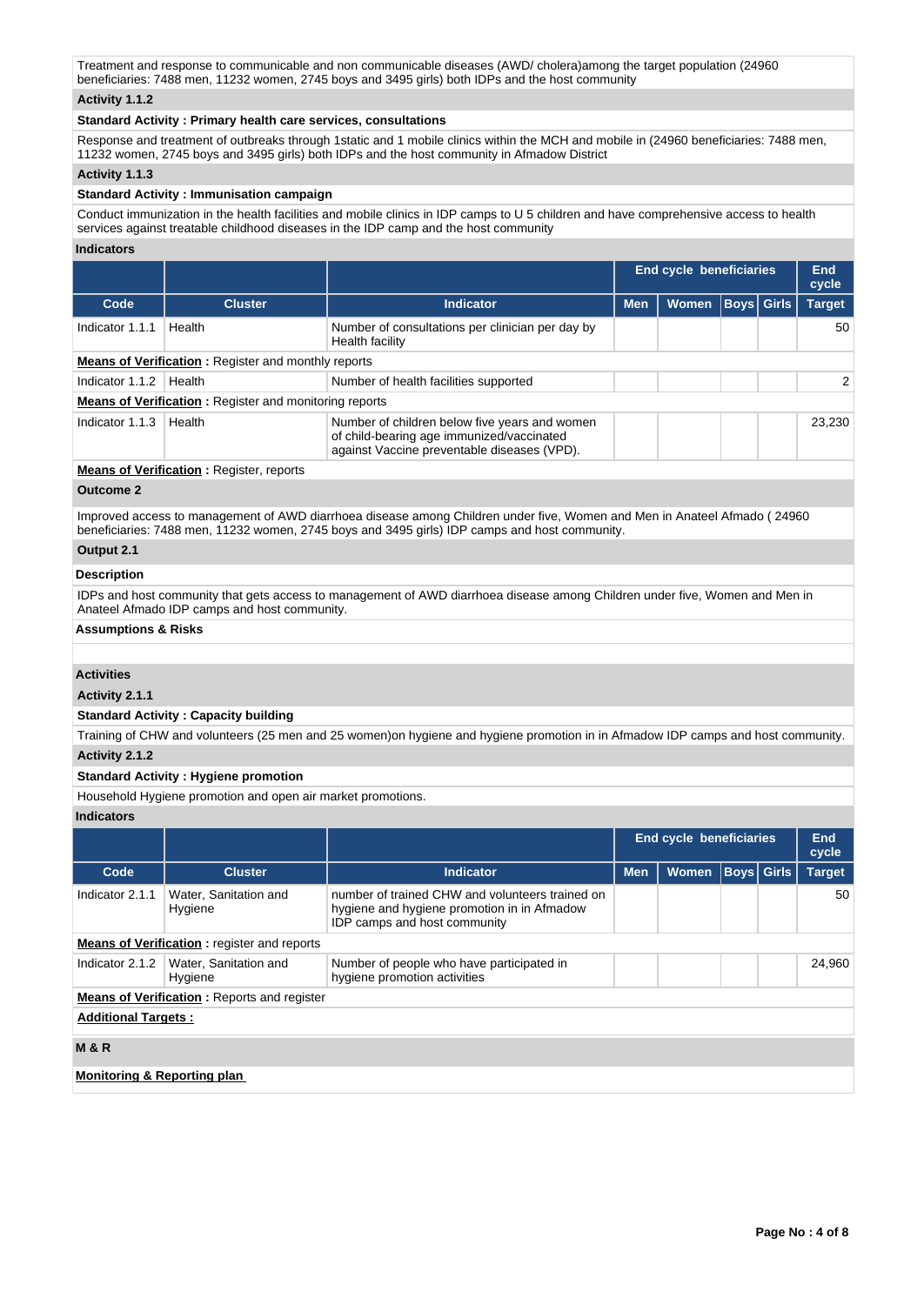Treatment and response to communicable and non communicable diseases (AWD/ cholera)among the target population (24960 beneficiaries: 7488 men, 11232 women, 2745 boys and 3495 girls) both IDPs and the host community

**Activity 1.1.2**

**Standard Activity : Primary health care services, consultations**

Response and treatment of outbreaks through 1static and 1 mobile clinics within the MCH and mobile in (24960 beneficiaries: 7488 men, 11232 women, 2745 boys and 3495 girls) both IDPs and the host community in Afmadow District

**Activity 1.1.3**

**Standard Activity : Immunisation campaign**

Conduct immunization in the health facilities and mobile clinics in IDP camps to U 5 children and have comprehensive access to health services against treatable childhood diseases in the IDP camp and the host community

**Indicators**

| | | | End cycle beneficiaries | | | | End cycle |
|---|---|---|---|---|---|---|---|
| **Code** | **Cluster** | **Indicator** | **Men** | **Women** | **Boys** | **Girls** | **Target** |
| Indicator 1.1.1 | Health | Number of consultations per clinician per day by Health facility | | | | | 50 |
| **Means of Verification** : Register and monthly reports | | | | | | | |
| Indicator 1.1.2 | Health | Number of health facilities supported | | | | | 2 |
| **Means of Verification** : Register and monitoring reports | | | | | | | |
| Indicator 1.1.3 | Health | Number of children below five years and women of child-bearing age immunized/vaccinated against Vaccine preventable diseases (VPD). | | | | | 23,230 |
| **Means of Verification** : Register, reports | | | | | | | |

**Outcome 2**

Improved access to management of AWD diarrhoea disease among Children under five, Women and Men in Anateel Afmado ( 24960 beneficiaries: 7488 men, 11232 women, 2745 boys and 3495 girls) IDP camps and host community.

**Output 2.1**

**Description**

IDPs and host community that gets access to management of AWD diarrhoea disease among Children under five, Women and Men in Anateel Afmado IDP camps and host community.

**Assumptions & Risks**

**Activities**

**Activity 2.1.1**

**Standard Activity : Capacity building**

Training of CHW and volunteers (25 men and 25 women)on hygiene and hygiene promotion in in Afmadow IDP camps and host community.

**Activity 2.1.2**

**Standard Activity : Hygiene promotion**

Household Hygiene promotion and open air market promotions.

**Indicators**

| | | | End cycle beneficiaries | | | | End cycle |
|---|---|---|---|---|---|---|---|
| **Code** | **Cluster** | **Indicator** | **Men** | **Women** | **Boys** | **Girls** | **Target** |
| Indicator 2.1.1 | Water, Sanitation and Hygiene | number of trained CHW and volunteers trained on hygiene and hygiene promotion in in Afmadow IDP camps and host community | | | | | 50 |
| **Means of Verification** : register and reports | | | | | | | |
| Indicator 2.1.2 | Water, Sanitation and Hygiene | Number of people who have participated in hygiene promotion activities | | | | | 24,960 |
| **Means of Verification** : Reports and register | | | | | | | |

**Additional Targets :**

**M & R**

**Monitoring & Reporting plan**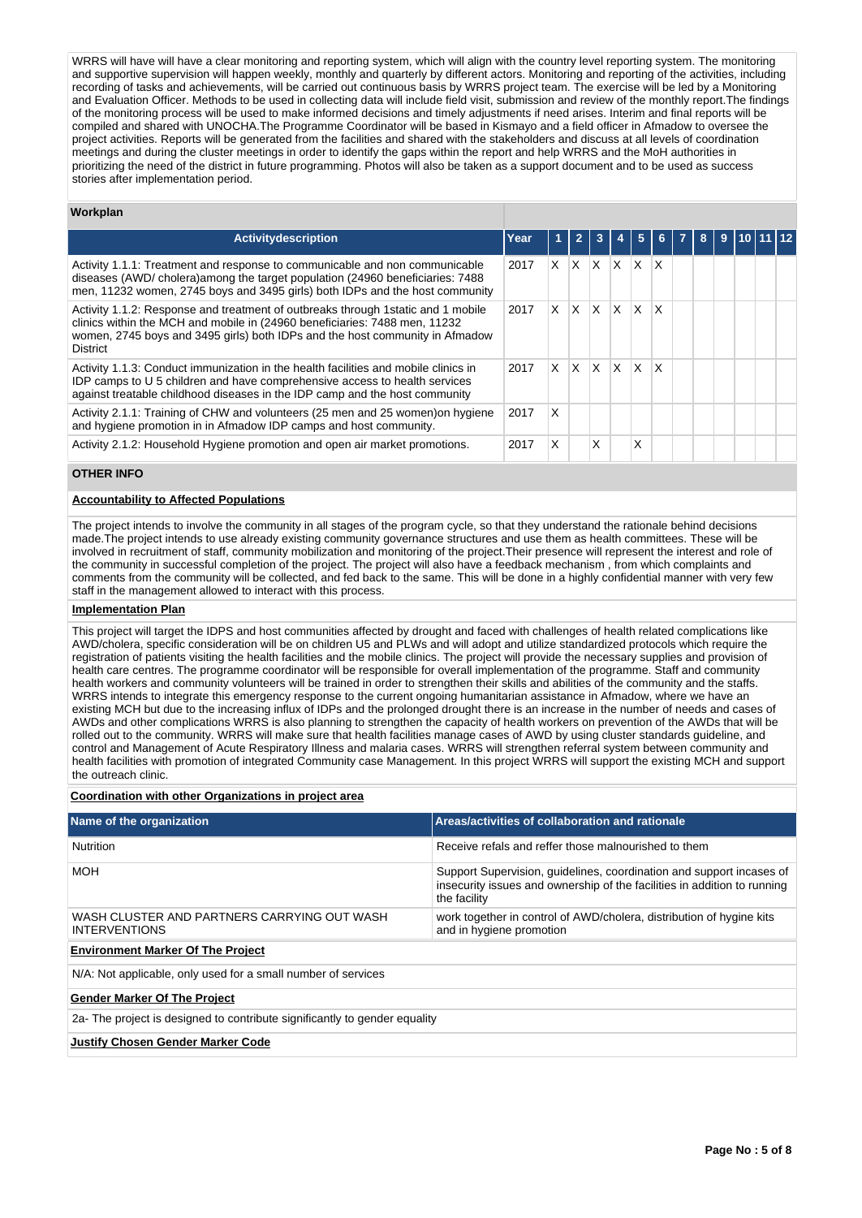WRRS will have will have a clear monitoring and reporting system, which will align with the country level reporting system. The monitoring and supportive supervision will happen weekly, monthly and quarterly by different actors. Monitoring and reporting of the activities, including recording of tasks and achievements, will be carried out continuous basis by WRRS project team. The exercise will be led by a Monitoring and Evaluation Officer. Methods to be used in collecting data will include field visit, submission and review of the monthly report.The findings of the monitoring process will be used to make informed decisions and timely adjustments if need arises. Interim and final reports will be compiled and shared with UNOCHA.The Programme Coordinator will be based in Kismayo and a field officer in Afmadow to oversee the project activities. Reports will be generated from the facilities and shared with the stakeholders and discuss at all levels of coordination meetings and during the cluster meetings in order to identify the gaps within the report and help WRRS and the MoH authorities in prioritizing the need of the district in future programming. Photos will also be taken as a support document and to be used as success stories after implementation period.

**Workplan**

| Activitydescription | Year | 1 | 2 | 3 | 4 | 5 | 6 | 7 | 8 | 9 | 10 | 11 | 12 |
|---|---|---|---|---|---|---|---|---|---|---|---|---|---|
| Activity 1.1.1: Treatment and response to communicable and non communicable diseases (AWD/ cholera)among the target population (24960 beneficiaries: 7488 men, 11232 women, 2745 boys and 3495 girls) both IDPs and the host community | 2017 | X | X | X | X | X | X | | | | | | |
| Activity 1.1.2: Response and treatment of outbreaks through 1static and 1 mobile clinics within the MCH and mobile in (24960 beneficiaries: 7488 men, 11232 women, 2745 boys and 3495 girls) both IDPs and the host community in Afmadow District | 2017 | X | X | X | X | X | X | | | | | | |
| Activity 1.1.3: Conduct immunization in the health facilities and mobile clinics in IDP camps to U 5 children and have comprehensive access to health services against treatable childhood diseases in the IDP camp and the host community | 2017 | X | X | X | X | X | X | | | | | | |
| Activity 2.1.1: Training of CHW and volunteers (25 men and 25 women)on hygiene and hygiene promotion in in Afmadow IDP camps and host community. | 2017 | X | | | | | | | | | | | |
| Activity 2.1.2: Household Hygiene promotion and open air market promotions. | 2017 | X | | X | | X | | | | | | | |

## OTHER INFO

**Accountability to Affected Populations**

The project intends to involve the community in all stages of the program cycle, so that they understand the rationale behind decisions made.The project intends to use already existing community governance structures and use them as health committees. These will be involved in recruitment of staff, community mobilization and monitoring of the project.Their presence will represent the interest and role of the community in successful completion of the project. The project will also have a feedback mechanism , from which complaints and comments from the community will be collected, and fed back to the same. This will be done in a highly confidential manner with very few staff in the management allowed to interact with this process.

**Implementation Plan**

This project will target the IDPS and host communities affected by drought and faced with challenges of health related complications like AWD/cholera, specific consideration will be on children U5 and PLWs and will adopt and utilize standardized protocols which require the registration of patients visiting the health facilities and the mobile clinics. The project will provide the necessary supplies and provision of health care centres. The programme coordinator will be responsible for overall implementation of the programme. Staff and community health workers and community volunteers will be trained in order to strengthen their skills and abilities of the community and the staffs. WRRS intends to integrate this emergency response to the current ongoing humanitarian assistance in Afmadow, where we have an existing MCH but due to the increasing influx of IDPs and the prolonged drought there is an increase in the number of needs and cases of AWDs and other complications WRRS is also planning to strengthen the capacity of health workers on prevention of the AWDs that will be rolled out to the community. WRRS will make sure that health facilities manage cases of AWD by using cluster standards guideline, and control and Management of Acute Respiratory Illness and malaria cases. WRRS will strengthen referral system between community and health facilities with promotion of integrated Community case Management. In this project WRRS will support the existing MCH and support the outreach clinic.

**Coordination with other Organizations in project area**

| Name of the organization | Areas/activities of collaboration and rationale |
|---|---|
| Nutrition | Receive refals and reffer those malnourished to them |
| MOH | Support Supervision, guidelines, coordination and support incases of insecurity issues and ownership of the facilities in addition to running the facility |
| WASH CLUSTER AND PARTNERS CARRYING OUT WASH INTERVENTIONS | work togther in control of AWD/cholera, distribution of hygine kits and in hygiene promotion |

**Environment Marker Of The Project**

N/A: Not applicable, only used for a small number of services

**Gender Marker Of The Project**

2a- The project is designed to contribute significantly to gender equality

**Justify Chosen Gender Marker Code**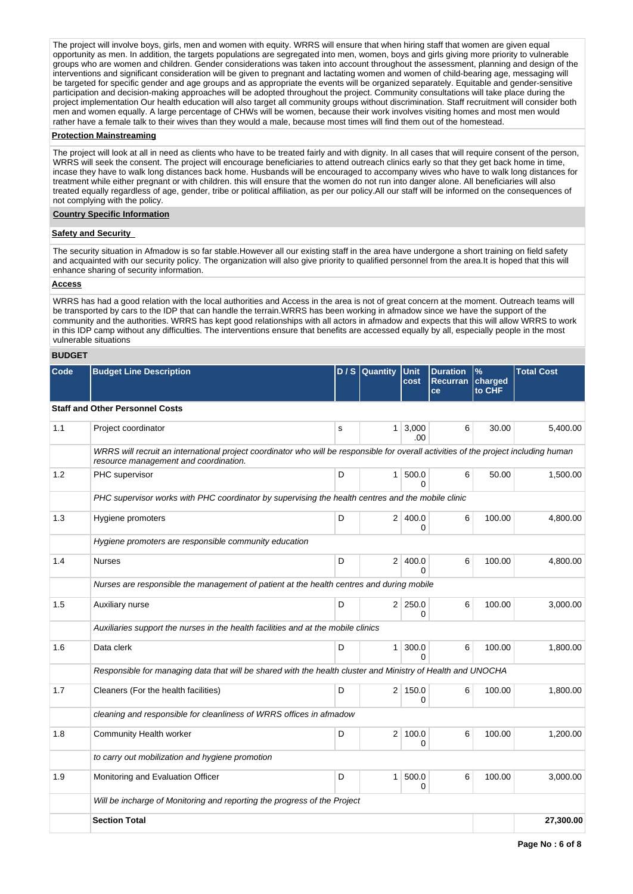The project will involve boys, girls, men and women with equity. WRRS will ensure that when hiring staff that women are given equal opportunity as men. In addition, the targets populations are segregated into men, women, boys and girls giving more priority to vulnerable groups who are women and children. Gender considerations was taken into account throughout the assessment, planning and design of the interventions and significant consideration will be given to pregnant and lactating women and women of child-bearing age, messaging will be targeted for specific gender and age groups and as appropriate the events will be organized separately. Equitable and gender-sensitive participation and decision-making approaches will be adopted throughout the project. Community consultations will take place during the project implementation Our health education will also target all community groups without discrimination. Staff recruitment will consider both men and women equally. A large percentage of CHWs will be women, because their work involves visiting homes and most men would rather have a female talk to their wives than they would a male, because most times will find them out of the homestead.

**Protection Mainstreaming**

The project will look at all in need as clients who have to be treated fairly and with dignity. In all cases that will require consent of the person, WRRS will seek the consent. The project will encourage beneficiaries to attend outreach clinics early so that they get back home in time, incase they have to walk long distances back home. Husbands will be encouraged to accompany wives who have to walk long distances for treatment while either pregnant or with children. this will ensure that the women do not run into danger alone. All beneficiaries will also treated equally regardless of age, gender, tribe or political affiliation, as per our policy.All our staff will be informed on the consequences of not complying with the policy.

**Country Specific Information**

**Safety and Security**

The security situation in Afmadow is so far stable.However all our existing staff in the area have undergone a short training on field safety and acquainted with our security policy. The organization will also give priority to qualified personnel from the area.It is hoped that this will enhance sharing of security information.

**Access**

WRRS has had a good relation with the local authorities and Access in the area is not of great concern at the moment. Outreach teams will be transported by cars to the IDP that can handle the terrain.WRRS has been working in afmadow since we have the support of the community and the authorities. WRRS has kept good relationships with all actors in afmadow and expects that this will allow WRRS to work in this IDP camp without any difficulties. The interventions ensure that benefits are accessed equally by all, especially people in the most vulnerable situations

**BUDGET**

| Code | Budget Line Description | D / S | Quantity | Unit cost | Duration Recurrance | % charged to CHF | Total Cost |
|---|---|---|---|---|---|---|---|
| | **Staff and Other Personnel Costs** | | | | | | |
| 1.1 | Project coordinator | s | 1 | 3,000.00 | 6 | 30.00 | 5,400.00 |
| | *WRRS will recruit an international project coordinator who will be responsible for overall activities of the project including human resource management and coordination.* | | | | | | |
| 1.2 | PHC supervisor | D | 1 | 500.00 | 6 | 50.00 | 1,500.00 |
| | *PHC supervisor works with PHC coordinator by supervising the health centres and the mobile clinic* | | | | | | |
| 1.3 | Hygiene promoters | D | 2 | 400.00 | 6 | 100.00 | 4,800.00 |
| | *Hygiene promoters are responsible community education* | | | | | | |
| 1.4 | Nurses | D | 2 | 400.00 | 6 | 100.00 | 4,800.00 |
| | *Nurses are responsible the management of patient at the health centres and during mobile* | | | | | | |
| 1.5 | Auxiliary nurse | D | 2 | 250.00 | 6 | 100.00 | 3,000.00 |
| | *Auxiliaries support the nurses in the health facilities and at the mobile clinics* | | | | | | |
| 1.6 | Data clerk | D | 1 | 300.00 | 6 | 100.00 | 1,800.00 |
| | *Responsible for managing data that will be shared with the health cluster and Ministry of Health and UNOCHA* | | | | | | |
| 1.7 | Cleaners (For the health facilities) | D | 2 | 150.00 | 6 | 100.00 | 1,800.00 |
| | *cleaning and responsible for cleanliness of WRRS offices in afmadow* | | | | | | |
| 1.8 | Community Health worker | D | 2 | 100.00 | 6 | 100.00 | 1,200.00 |
| | *to carry out mobilization and hygiene promotion* | | | | | | |
| 1.9 | Monitoring and Evaluation Officer | D | 1 | 500.00 | 6 | 100.00 | 3,000.00 |
| | *Will be incharge of Monitoring and reporting the progress of the Project* | | | | | | |
| | **Section Total** | | | | | | **27,300.00** |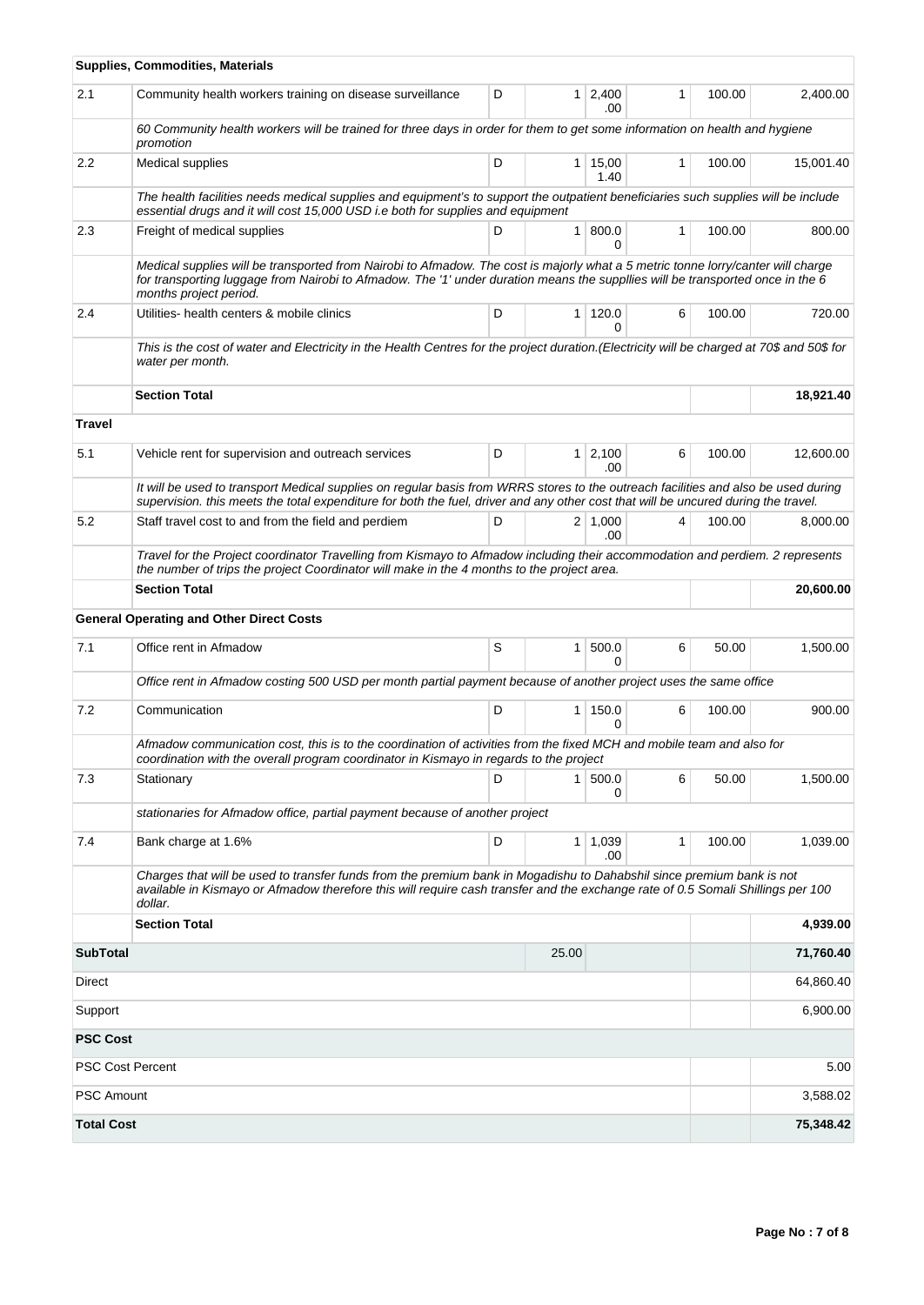| | | | | | | | |
|---|---|---|---|---|---|---|---|
| **Supplies, Commodities, Materials** | | | | | | | |
| 2.1 | Community health workers training on disease surveillance | D | 1 | 2,400.00 | 1 | 100.00 | 2,400.00 |
| | *60 Community health workers will be trained for three days in order for them to get some information on health and hygiene promotion* | | | | | | |
| 2.2 | Medical supplies | D | 1 | 15,001.40 | 1 | 100.00 | 15,001.40 |
| | *The health facilities needs medical supplies and equipment's to support the outpatient beneficiaries such supplies will be include essential drugs and it will cost 15,000 USD i.e both for supplies and equipment* | | | | | | |
| 2.3 | Freight of medical supplies | D | 1 | 800.00 | 1 | 100.00 | 800.00 |
| | *Medical supplies will be transported from Nairobi to Afmadow. The cost is majorly what a 5 metric tonne lorry/canter will charge for transporting luggage from Nairobi to Afmadow. The '1' under duration means the suppllies will be transported once in the 6 months project period.* | | | | | | |
| 2.4 | Utilities- health centers & mobile clinics | D | 1 | 120.00 | 6 | 100.00 | 720.00 |
| | *This is the cost of water and Electricity in the Health Centres for the project duration.(Electricity will be charged at 70$ and 50$ for water per month.* | | | | | | |
| | **Section Total** | | | | | | **18,921.40** |
| **Travel** | | | | | | | |
| 5.1 | Vehicle rent for supervision and outreach services | D | 1 | 2,100.00 | 6 | 100.00 | 12,600.00 |
| | *It will be used to transport Medical supplies on regular basis from WRRS stores to the outreach facilities and also be used during supervision. this meets the total expenditure for both the fuel, driver and any other cost that will be uncured during the travel.* | | | | | | |
| 5.2 | Staff travel cost to and from the field and perdiem | D | 2 | 1,000.00 | 4 | 100.00 | 8,000.00 |
| | *Travel for the Project coordinator Travelling from Kismayo to Afmadow including their accommodation and perdiem. 2 represents the number of trips the project Coordinator will make in the 4 months to the project area.* | | | | | | |
| | **Section Total** | | | | | | **20,600.00** |
| **General Operating and Other Direct Costs** | | | | | | | |
| 7.1 | Office rent in Afmadow | S | 1 | 500.00 | 6 | 50.00 | 1,500.00 |
| | *Office rent in Afmadow costing 500 USD per month partial payment because of another project uses the same office* | | | | | | |
| 7.2 | Communication | D | 1 | 150.00 | 6 | 100.00 | 900.00 |
| | *Afmadow communication cost, this is to the coordination of activities from the fixed MCH and mobile team and also for coordination with the overall program coordinator in Kismayo in regards to the project* | | | | | | |
| 7.3 | Stationary | D | 1 | 500.00 | 6 | 50.00 | 1,500.00 |
| | *stationaries for Afmadow office, partial payment because of another project* | | | | | | |
| 7.4 | Bank charge at 1.6% | D | 1 | 1,039.00 | 1 | 100.00 | 1,039.00 |
| | *Charges that will be used to transfer funds from the premium bank in Mogadishu to Dahabshil since premium bank is not available in Kismayo or Afmadow therefore this will require cash transfer and the exchange rate of 0.5 Somali Shillings per 100 dollar.* | | | | | | |
| | **Section Total** | | | | | | **4,939.00** |
| **SubTotal** | | | 25.00 | | | | **71,760.40** |
| Direct | | | | | | | 64,860.40 |
| Support | | | | | | | 6,900.00 |
| **PSC Cost** | | | | | | | |
| PSC Cost Percent | | | | | | | 5.00 |
| PSC Amount | | | | | | | 3,588.02 |
| **Total Cost** | | | | | | | **75,348.42** |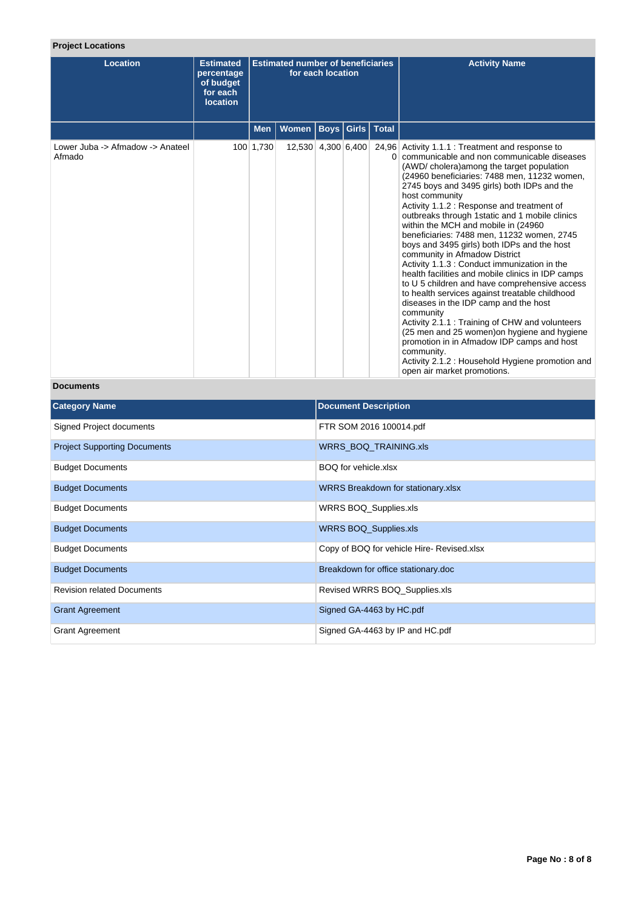## Project Locations

| Location | Estimated percentage of budget for each location | Estimated number of beneficiaries for each location | | | | | Activity Name |
|---|---|---|---|---|---|---|---|
| | | Men | Women | Boys | Girls | Total | |
| Lower Juba -> Afmadow -> Anateel Afmado | 100 | 1,730 | 12,530 | 4,300 | 6,400 | 24,960 | Activity 1.1.1 : Treatment and response to communicable and non communicable diseases (AWD/ cholera)among the target population (24960 beneficiaries: 7488 men, 11232 women, 2745 boys and 3495 girls) both IDPs and the host community<br>Activity 1.1.2 : Response and treatment of outbreaks through 1static and 1 mobile clinics within the MCH and mobile in (24960 beneficiaries: 7488 men, 11232 women, 2745 boys and 3495 girls) both IDPs and the host community in Afmadow District<br>Activity 1.1.3 : Conduct immunization in the health facilities and mobile clinics in IDP camps to U 5 children and have comprehensive access to health services against treatable childhood diseases in the IDP camp and the host community<br>Activity 2.1.1 : Training of CHW and volunteers (25 men and 25 women)on hygiene and hygiene promotion in in Afmadow IDP camps and host community.<br>Activity 2.1.2 : Household Hygiene promotion and open air market promotions. |

## Documents

| Category Name | Document Description |
|---|---|
| Signed Project documents | FTR SOM 2016 100014.pdf |
| Project Supporting Documents | WRRS_BOQ_TRAINING.xls |
| Budget Documents | BOQ for vehicle.xlsx |
| Budget Documents | WRRS Breakdown for stationary.xlsx |
| Budget Documents | WRRS BOQ_Supplies.xls |
| Budget Documents | WRRS BOQ_Supplies.xls |
| Budget Documents | Copy of BOQ for vehicle Hire- Revised.xlsx |
| Budget Documents | Breakdown for office stationary.doc |
| Revision related Documents | Revised WRRS BOQ_Supplies.xls |
| Grant Agreement | Signed GA-4463 by HC.pdf |
| Grant Agreement | Signed GA-4463 by IP and HC.pdf |